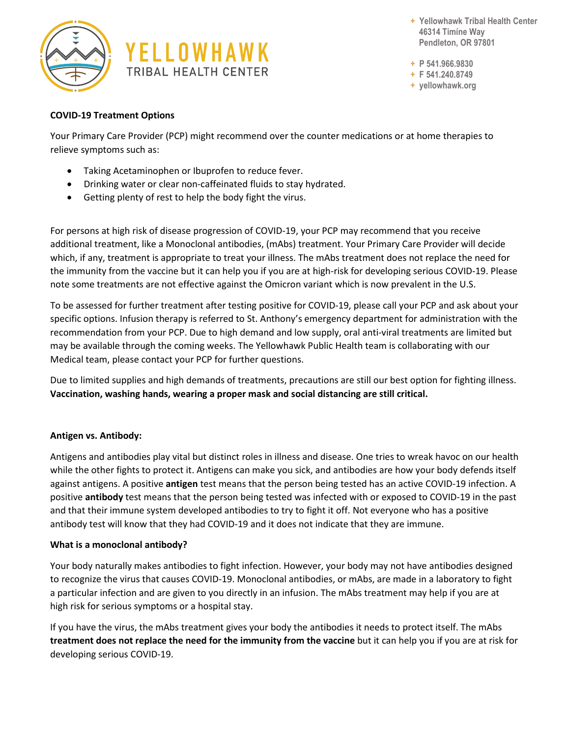YELLOWHAWK
TRIBAL HEALTH CENTER

+ Yellowhawk Tribal Health Center
46314 Timíne Way
Pendleton, OR 97801

+ P 541.966.9830
+ F 541.240.8749
+ yellowhawk.org

**COVID-19 Treatment Options**

Your Primary Care Provider (PCP) might recommend over the counter medications or at home therapies to relieve symptoms such as:

- Taking Acetaminophen or Ibuprofen to reduce fever.
- Drinking water or clear non-caffeinated fluids to stay hydrated.
- Getting plenty of rest to help the body fight the virus.

For persons at high risk of disease progression of COVID-19, your PCP may recommend that you receive additional treatment, like a Monoclonal antibodies, (mAbs) treatment. Your Primary Care Provider will decide which, if any, treatment is appropriate to treat your illness. The mAbs treatment does not replace the need for the immunity from the vaccine but it can help you if you are at high-risk for developing serious COVID-19. Please note some treatments are not effective against the Omicron variant which is now prevalent in the U.S.

To be assessed for further treatment after testing positive for COVID-19, please call your PCP and ask about your specific options. Infusion therapy is referred to St. Anthony's emergency department for administration with the recommendation from your PCP. Due to high demand and low supply, oral anti-viral treatments are limited but may be available through the coming weeks. The Yellowhawk Public Health team is collaborating with our Medical team, please contact your PCP for further questions.

Due to limited supplies and high demands of treatments, precautions are still our best option for fighting illness. **Vaccination, washing hands, wearing a proper mask and social distancing are still critical.**

**Antigen vs. Antibody:**

Antigens and antibodies play vital but distinct roles in illness and disease. One tries to wreak havoc on our health while the other fights to protect it. Antigens can make you sick, and antibodies are how your body defends itself against antigens. A positive **antigen** test means that the person being tested has an active COVID-19 infection. A positive **antibody** test means that the person being tested was infected with or exposed to COVID-19 in the past and that their immune system developed antibodies to try to fight it off. Not everyone who has a positive antibody test will know that they had COVID-19 and it does not indicate that they are immune.

**What is a monoclonal antibody?**

Your body naturally makes antibodies to fight infection. However, your body may not have antibodies designed to recognize the virus that causes COVID-19. Monoclonal antibodies, or mAbs, are made in a laboratory to fight a particular infection and are given to you directly in an infusion. The mAbs treatment may help if you are at high risk for serious symptoms or a hospital stay.

If you have the virus, the mAbs treatment gives your body the antibodies it needs to protect itself. The mAbs **treatment does not replace the need for the immunity from the vaccine** but it can help you if you are at risk for developing serious COVID-19.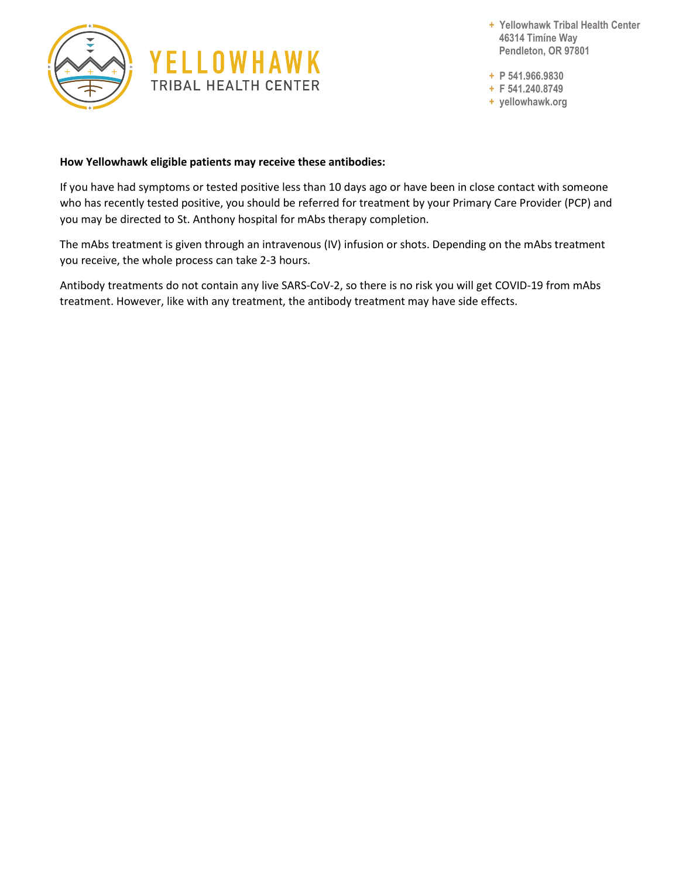**How Yellowhawk eligible patients may receive these antibodies:**

If you have had symptoms or tested positive less than 10 days ago or have been in close contact with someone who has recently tested positive, you should be referred for treatment by your Primary Care Provider (PCP) and you may be directed to St. Anthony hospital for mAbs therapy completion.

The mAbs treatment is given through an intravenous (IV) infusion or shots. Depending on the mAbs treatment you receive, the whole process can take 2-3 hours.

Antibody treatments do not contain any live SARS-CoV-2, so there is no risk you will get COVID-19 from mAbs treatment. However, like with any treatment, the antibody treatment may have side effects.